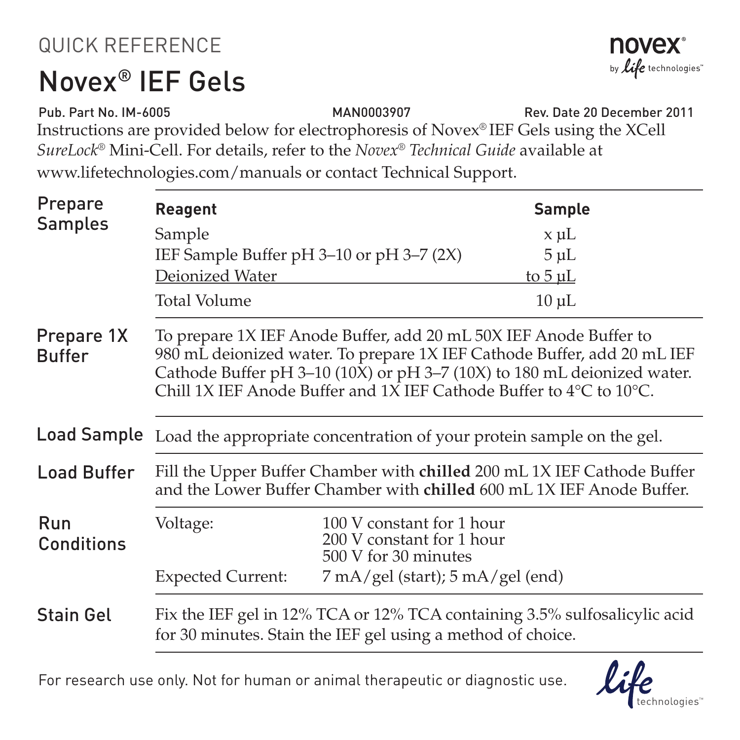QUICK REFERENCE

# Novex® IEF Gels

Pub. Part No. IM-6005 MAN0003907 Rev. Date 20 December 2011

Instructions are provided below for electrophoresis of Novex® IEF Gels using the XCell *SureLock®* Mini-Cell. For details, refer to the *Novex® Technical Guide* available at www.lifetechnologies.com/manuals or contact Technical Support.

## Prepare Samples

| Reagent | Sample |
|---|---|
| Sample | x µL |
| IEF Sample Buffer pH 3–10 or pH 3–7 (2X) | 5 µL |
| Deionized Water | to 5 µL |
| Total Volume | 10 µL |

## Prepare 1X Buffer

To prepare 1X IEF Anode Buffer, add 20 mL 50X IEF Anode Buffer to 980 mL deionized water. To prepare 1X IEF Cathode Buffer, add 20 mL IEF Cathode Buffer pH 3–10 (10X) or pH 3–7 (10X) to 180 mL deionized water. Chill 1X IEF Anode Buffer and 1X IEF Cathode Buffer to 4°C to 10°C.

## Load Sample

Load the appropriate concentration of your protein sample on the gel.

## Load Buffer

Fill the Upper Buffer Chamber with **chilled** 200 mL 1X IEF Cathode Buffer and the Lower Buffer Chamber with **chilled** 600 mL 1X IEF Anode Buffer.

## Run Conditions

| | |
|---|---|
| Voltage: | 100 V constant for 1 hour<br>200 V constant for 1 hour<br>500 V for 30 minutes |
| Expected Current: | 7 mA/gel (start); 5 mA/gel (end) |

## Stain Gel

Fix the IEF gel in 12% TCA or 12% TCA containing 3.5% sulfosalicylic acid for 30 minutes. Stain the IEF gel using a method of choice.

For research use only. Not for human or animal therapeutic or diagnostic use.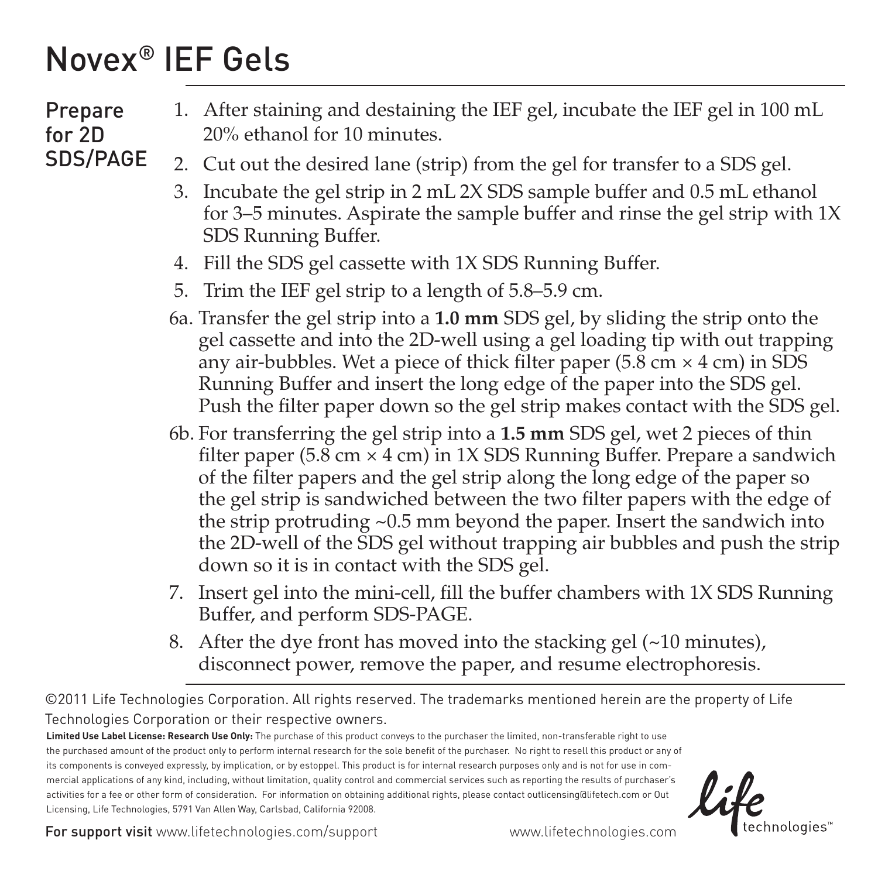# Novex® IEF Gels

## Prepare for 2D SDS/PAGE

1. After staining and destaining the IEF gel, incubate the IEF gel in 100 mL 20% ethanol for 10 minutes.
2. Cut out the desired lane (strip) from the gel for transfer to a SDS gel.
3. Incubate the gel strip in 2 mL 2X SDS sample buffer and 0.5 mL ethanol for 3–5 minutes. Aspirate the sample buffer and rinse the gel strip with 1X SDS Running Buffer.
4. Fill the SDS gel cassette with 1X SDS Running Buffer.
5. Trim the IEF gel strip to a length of 5.8–5.9 cm.

6a. Transfer the gel strip into a **1.0 mm** SDS gel, by sliding the strip onto the gel cassette and into the 2D-well using a gel loading tip with out trapping any air-bubbles. Wet a piece of thick filter paper (5.8 cm × 4 cm) in SDS Running Buffer and insert the long edge of the paper into the SDS gel. Push the filter paper down so the gel strip makes contact with the SDS gel.

6b. For transferring the gel strip into a **1.5 mm** SDS gel, wet 2 pieces of thin filter paper (5.8 cm × 4 cm) in 1X SDS Running Buffer. Prepare a sandwich of the filter papers and the gel strip along the long edge of the paper so the gel strip is sandwiched between the two filter papers with the edge of the strip protruding ~0.5 mm beyond the paper. Insert the sandwich into the 2D-well of the SDS gel without trapping air bubbles and push the strip down so it is in contact with the SDS gel.

7. Insert gel into the mini-cell, fill the buffer chambers with 1X SDS Running Buffer, and perform SDS-PAGE.
8. After the dye front has moved into the stacking gel (~10 minutes), disconnect power, remove the paper, and resume electrophoresis.

©2011 Life Technologies Corporation. All rights reserved. The trademarks mentioned herein are the property of Life Technologies Corporation or their respective owners.

**Limited Use Label License: Research Use Only:** The purchase of this product conveys to the purchaser the limited, non-transferable right to use the purchased amount of the product only to perform internal research for the sole benefit of the purchaser. No right to resell this product or any of its components is conveyed expressly, by implication, or by estoppel. This product is for internal research purposes only and is not for use in commercial applications of any kind, including, without limitation, quality control and commercial services such as reporting the results of purchaser's activities for a fee or other form of consideration. For information on obtaining additional rights, please contact outlicensing@lifetech.com or Out Licensing, Life Technologies, 5791 Van Allen Way, Carlsbad, California 92008.

**For support visit** www.lifetechnologies.com/support www.lifetechnologies.com

life technologies™